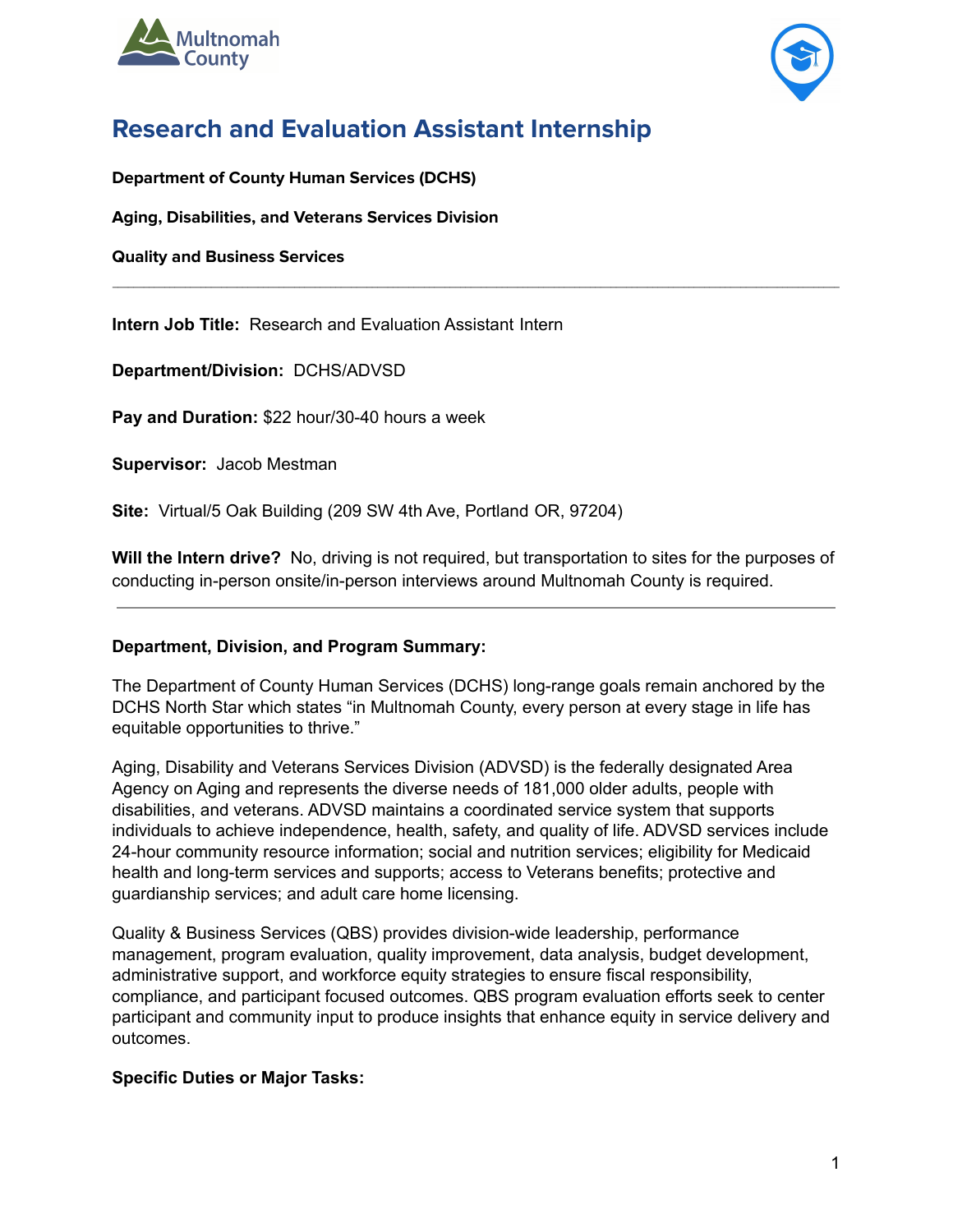# Research and Evaluation Assistant Internship

**Department of County Human Services (DCHS)**

**Aging, Disabilities, and Veterans Services Division**

**Quality and Business Services**

---

**Intern Job Title:** Research and Evaluation Assistant Intern

**Department/Division:** DCHS/ADVSD

**Pay and Duration:** $22 hour/30-40 hours a week

**Supervisor:** Jacob Mestman

**Site:** Virtual/5 Oak Building (209 SW 4th Ave, Portland OR, 97204)

**Will the Intern drive?** No, driving is not required, but transportation to sites for the purposes of conducting in-person onsite/in-person interviews around Multnomah County is required.

---

**Department, Division, and Program Summary:**

The Department of County Human Services (DCHS) long-range goals remain anchored by the DCHS North Star which states "in Multnomah County, every person at every stage in life has equitable opportunities to thrive."

Aging, Disability and Veterans Services Division (ADVSD) is the federally designated Area Agency on Aging and represents the diverse needs of 181,000 older adults, people with disabilities, and veterans. ADVSD maintains a coordinated service system that supports individuals to achieve independence, health, safety, and quality of life. ADVSD services include 24-hour community resource information; social and nutrition services; eligibility for Medicaid health and long-term services and supports; access to Veterans benefits; protective and guardianship services; and adult care home licensing.

Quality & Business Services (QBS) provides division-wide leadership, performance management, program evaluation, quality improvement, data analysis, budget development, administrative support, and workforce equity strategies to ensure fiscal responsibility, compliance, and participant focused outcomes. QBS program evaluation efforts seek to center participant and community input to produce insights that enhance equity in service delivery and outcomes.

**Specific Duties or Major Tasks:**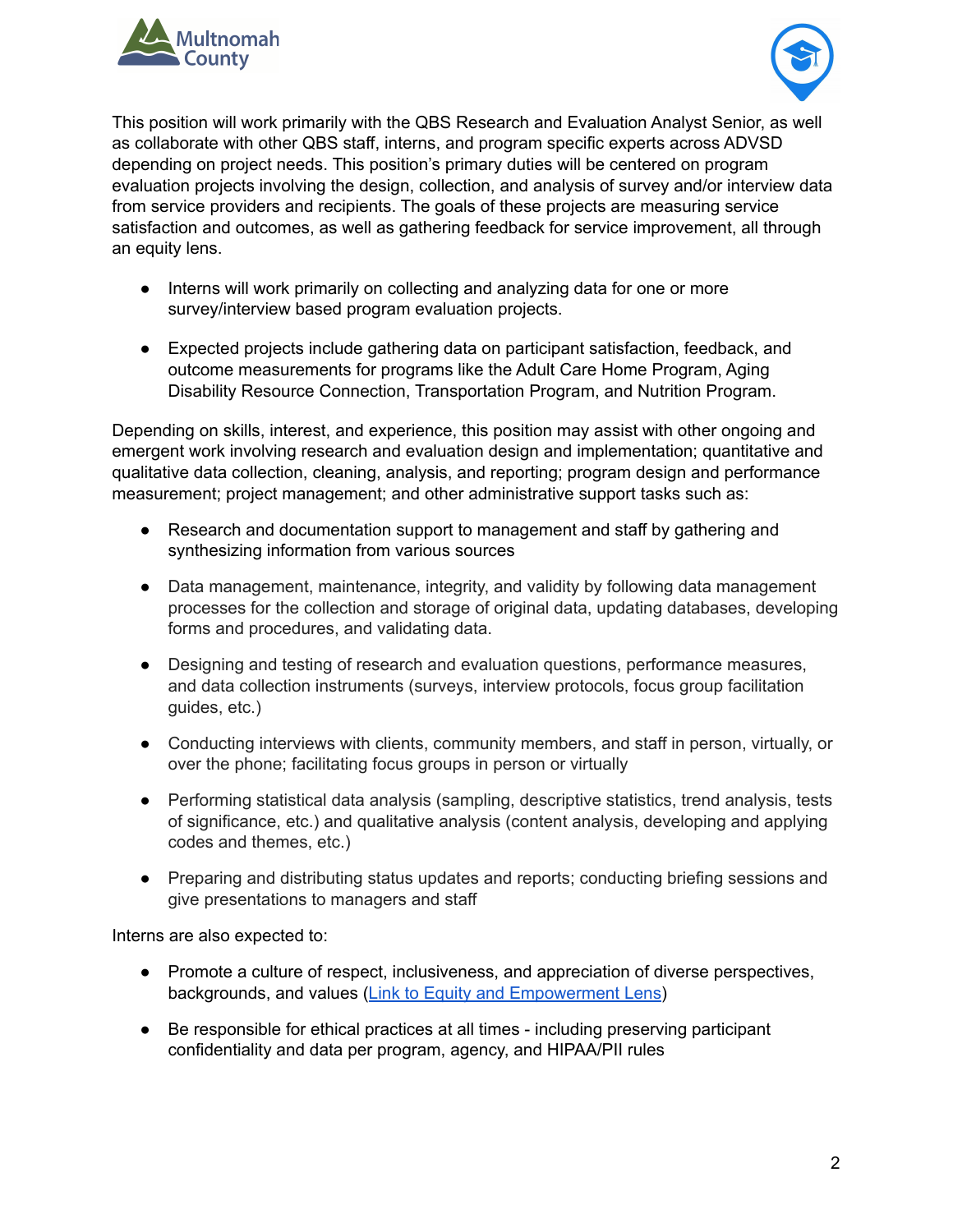This position will work primarily with the QBS Research and Evaluation Analyst Senior, as well as collaborate with other QBS staff, interns, and program specific experts across ADVSD depending on project needs. This position's primary duties will be centered on program evaluation projects involving the design, collection, and analysis of survey and/or interview data from service providers and recipients. The goals of these projects are measuring service satisfaction and outcomes, as well as gathering feedback for service improvement, all through an equity lens.

- Interns will work primarily on collecting and analyzing data for one or more survey/interview based program evaluation projects.
- Expected projects include gathering data on participant satisfaction, feedback, and outcome measurements for programs like the Adult Care Home Program, Aging Disability Resource Connection, Transportation Program, and Nutrition Program.

Depending on skills, interest, and experience, this position may assist with other ongoing and emergent work involving research and evaluation design and implementation; quantitative and qualitative data collection, cleaning, analysis, and reporting; program design and performance measurement; project management; and other administrative support tasks such as:

- Research and documentation support to management and staff by gathering and synthesizing information from various sources
- Data management, maintenance, integrity, and validity by following data management processes for the collection and storage of original data, updating databases, developing forms and procedures, and validating data.
- Designing and testing of research and evaluation questions, performance measures, and data collection instruments (surveys, interview protocols, focus group facilitation guides, etc.)
- Conducting interviews with clients, community members, and staff in person, virtually, or over the phone; facilitating focus groups in person or virtually
- Performing statistical data analysis (sampling, descriptive statistics, trend analysis, tests of significance, etc.) and qualitative analysis (content analysis, developing and applying codes and themes, etc.)
- Preparing and distributing status updates and reports; conducting briefing sessions and give presentations to managers and staff

Interns are also expected to:

- Promote a culture of respect, inclusiveness, and appreciation of diverse perspectives, backgrounds, and values (Link to Equity and Empowerment Lens)
- Be responsible for ethical practices at all times - including preserving participant confidentiality and data per program, agency, and HIPAA/PII rules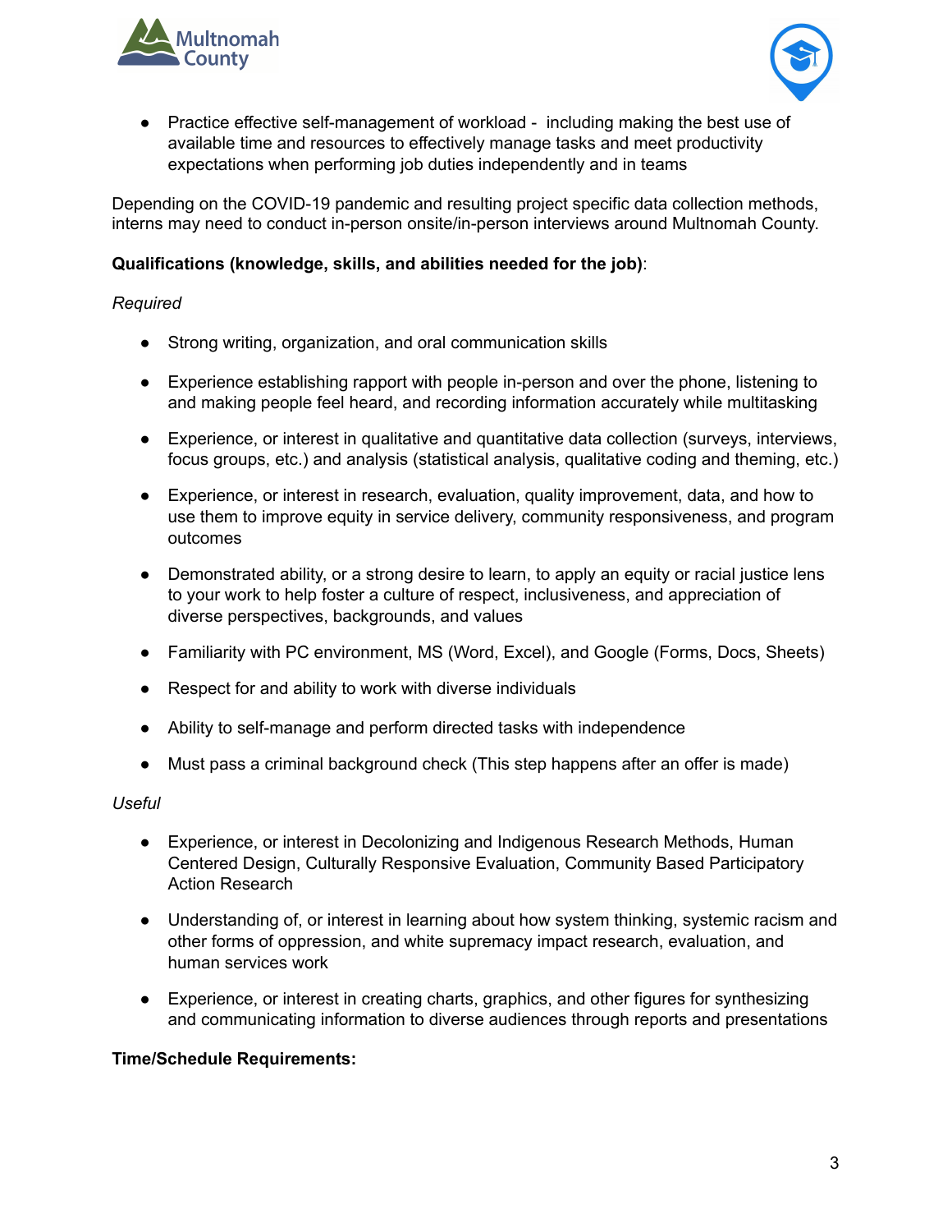- Practice effective self-management of workload - including making the best use of available time and resources to effectively manage tasks and meet productivity expectations when performing job duties independently and in teams

Depending on the COVID-19 pandemic and resulting project specific data collection methods, interns may need to conduct in-person onsite/in-person interviews around Multnomah County.

**Qualifications (knowledge, skills, and abilities needed for the job)**:

*Required*

- Strong writing, organization, and oral communication skills
- Experience establishing rapport with people in-person and over the phone, listening to and making people feel heard, and recording information accurately while multitasking
- Experience, or interest in qualitative and quantitative data collection (surveys, interviews, focus groups, etc.) and analysis (statistical analysis, qualitative coding and theming, etc.)
- Experience, or interest in research, evaluation, quality improvement, data, and how to use them to improve equity in service delivery, community responsiveness, and program outcomes
- Demonstrated ability, or a strong desire to learn, to apply an equity or racial justice lens to your work to help foster a culture of respect, inclusiveness, and appreciation of diverse perspectives, backgrounds, and values
- Familiarity with PC environment, MS (Word, Excel), and Google (Forms, Docs, Sheets)
- Respect for and ability to work with diverse individuals
- Ability to self-manage and perform directed tasks with independence
- Must pass a criminal background check (This step happens after an offer is made)

*Useful*

- Experience, or interest in Decolonizing and Indigenous Research Methods, Human Centered Design, Culturally Responsive Evaluation, Community Based Participatory Action Research
- Understanding of, or interest in learning about how system thinking, systemic racism and other forms of oppression, and white supremacy impact research, evaluation, and human services work
- Experience, or interest in creating charts, graphics, and other figures for synthesizing and communicating information to diverse audiences through reports and presentations

**Time/Schedule Requirements:**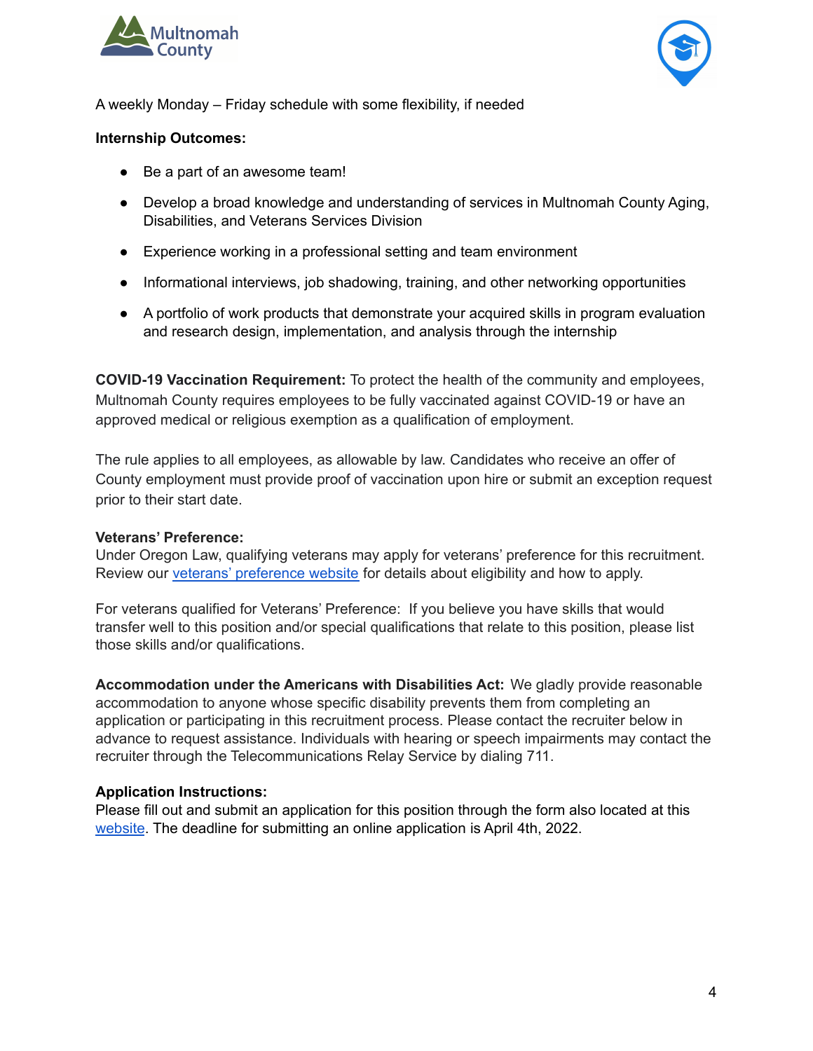A weekly Monday – Friday schedule with some flexibility, if needed

**Internship Outcomes:**

- Be a part of an awesome team!
- Develop a broad knowledge and understanding of services in Multnomah County Aging, Disabilities, and Veterans Services Division
- Experience working in a professional setting and team environment
- Informational interviews, job shadowing, training, and other networking opportunities
- A portfolio of work products that demonstrate your acquired skills in program evaluation and research design, implementation, and analysis through the internship

**COVID-19 Vaccination Requirement:** To protect the health of the community and employees, Multnomah County requires employees to be fully vaccinated against COVID-19 or have an approved medical or religious exemption as a qualification of employment.

The rule applies to all employees, as allowable by law. Candidates who receive an offer of County employment must provide proof of vaccination upon hire or submit an exception request prior to their start date.

**Veterans' Preference:**
Under Oregon Law, qualifying veterans may apply for veterans' preference for this recruitment. Review our veterans' preference website for details about eligibility and how to apply.

For veterans qualified for Veterans' Preference: If you believe you have skills that would transfer well to this position and/or special qualifications that relate to this position, please list those skills and/or qualifications.

**Accommodation under the Americans with Disabilities Act:** We gladly provide reasonable accommodation to anyone whose specific disability prevents them from completing an application or participating in this recruitment process. Please contact the recruiter below in advance to request assistance. Individuals with hearing or speech impairments may contact the recruiter through the Telecommunications Relay Service by dialing 711.

**Application Instructions:**
Please fill out and submit an application for this position through the form also located at this website. The deadline for submitting an online application is April 4th, 2022.